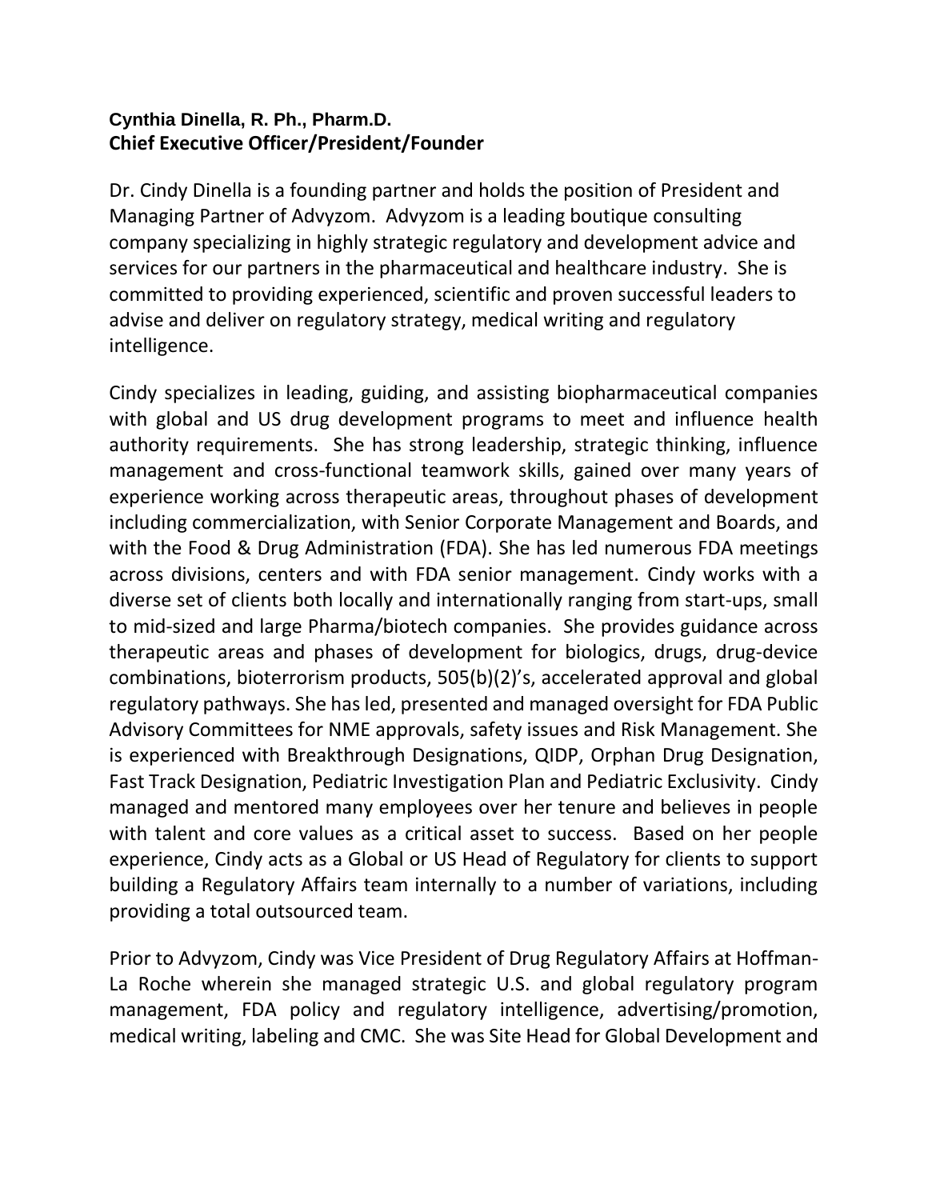**Cynthia Dinella, R. Ph., Pharm.D.**
**Chief Executive Officer/President/Founder**

Dr. Cindy Dinella is a founding partner and holds the position of President and Managing Partner of Advyzom. Advyzom is a leading boutique consulting company specializing in highly strategic regulatory and development advice and services for our partners in the pharmaceutical and healthcare industry. She is committed to providing experienced, scientific and proven successful leaders to advise and deliver on regulatory strategy, medical writing and regulatory intelligence.

Cindy specializes in leading, guiding, and assisting biopharmaceutical companies with global and US drug development programs to meet and influence health authority requirements. She has strong leadership, strategic thinking, influence management and cross-functional teamwork skills, gained over many years of experience working across therapeutic areas, throughout phases of development including commercialization, with Senior Corporate Management and Boards, and with the Food & Drug Administration (FDA). She has led numerous FDA meetings across divisions, centers and with FDA senior management. Cindy works with a diverse set of clients both locally and internationally ranging from start-ups, small to mid-sized and large Pharma/biotech companies. She provides guidance across therapeutic areas and phases of development for biologics, drugs, drug-device combinations, bioterrorism products, 505(b)(2)'s, accelerated approval and global regulatory pathways. She has led, presented and managed oversight for FDA Public Advisory Committees for NME approvals, safety issues and Risk Management. She is experienced with Breakthrough Designations, QIDP, Orphan Drug Designation, Fast Track Designation, Pediatric Investigation Plan and Pediatric Exclusivity. Cindy managed and mentored many employees over her tenure and believes in people with talent and core values as a critical asset to success. Based on her people experience, Cindy acts as a Global or US Head of Regulatory for clients to support building a Regulatory Affairs team internally to a number of variations, including providing a total outsourced team.

Prior to Advyzom, Cindy was Vice President of Drug Regulatory Affairs at Hoffman-La Roche wherein she managed strategic U.S. and global regulatory program management, FDA policy and regulatory intelligence, advertising/promotion, medical writing, labeling and CMC. She was Site Head for Global Development and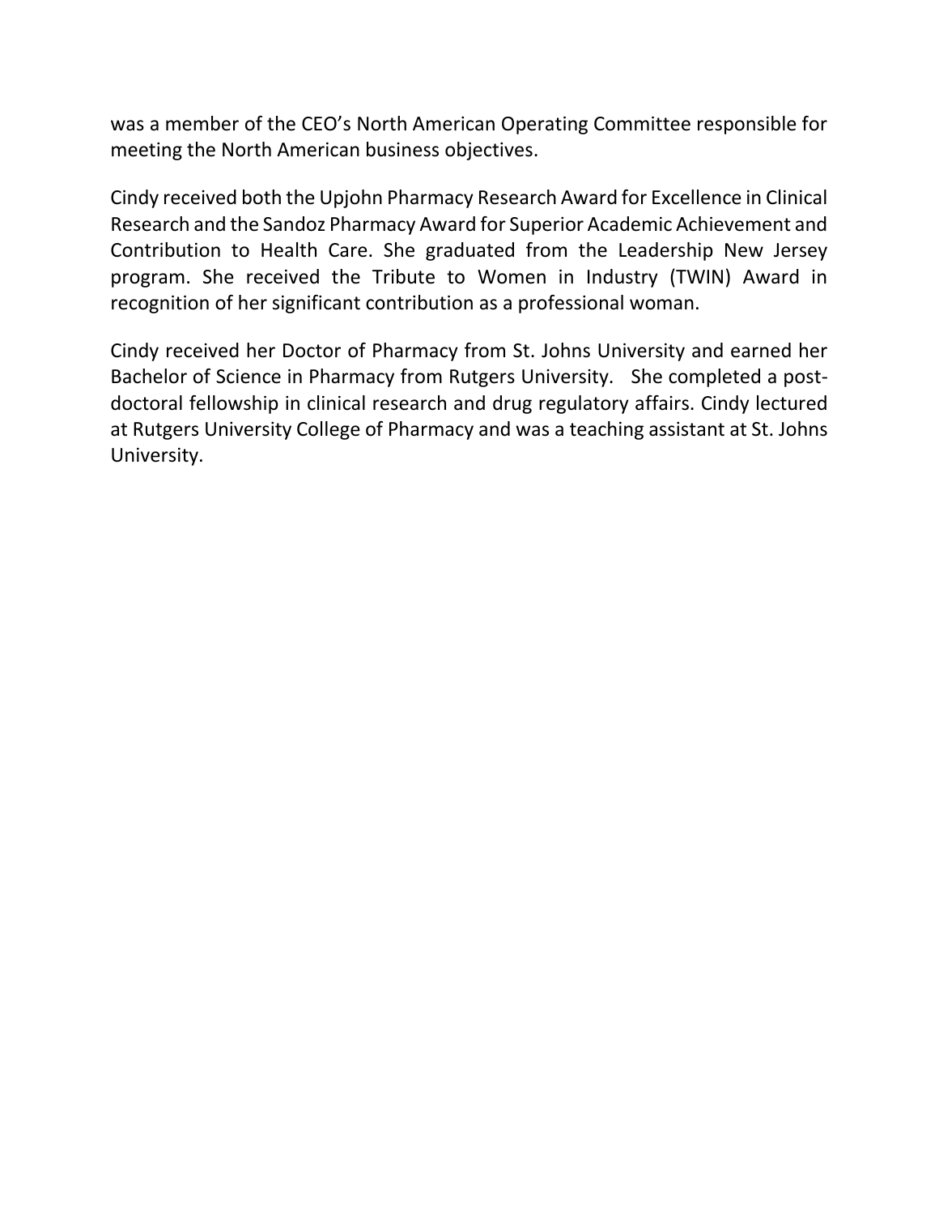was a member of the CEO's North American Operating Committee responsible for meeting the North American business objectives.

Cindy received both the Upjohn Pharmacy Research Award for Excellence in Clinical Research and the Sandoz Pharmacy Award for Superior Academic Achievement and Contribution to Health Care. She graduated from the Leadership New Jersey program. She received the Tribute to Women in Industry (TWIN) Award in recognition of her significant contribution as a professional woman.

Cindy received her Doctor of Pharmacy from St. Johns University and earned her Bachelor of Science in Pharmacy from Rutgers University. She completed a post-doctoral fellowship in clinical research and drug regulatory affairs. Cindy lectured at Rutgers University College of Pharmacy and was a teaching assistant at St. Johns University.